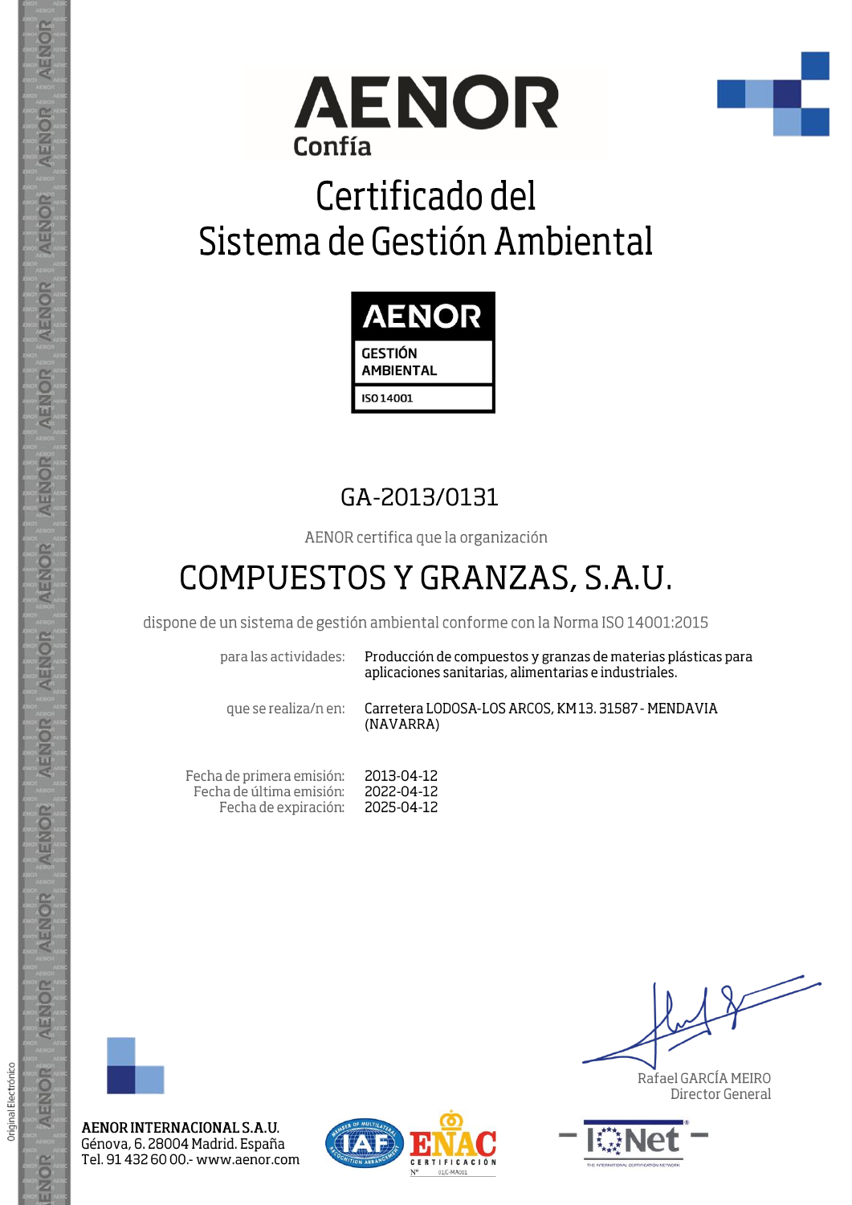AENOR
Confía

# Certificado del Sistema de Gestión Ambiental

AENOR
GESTIÓN AMBIENTAL
ISO 14001

## GA-2013/0131

AENOR certifica que la organización

# COMPUESTOS Y GRANZAS, S.A.U.

dispone de un sistema de gestión ambiental conforme con la Norma ISO 14001:2015

| | |
|---|---|
| para las actividades: | Producción de compuestos y granzas de materias plásticas para aplicaciones sanitarias, alimentarias e industriales. |
| que se realiza/n en: | Carretera LODOSA-LOS ARCOS, KM 13. 31587 - MENDAVIA (NAVARRA) |

| | |
|---|---|
| Fecha de primera emisión: | 2013-04-12 |
| Fecha de última emisión: | 2022-04-12 |
| Fecha de expiración: | 2025-04-12 |

Rafael GARCÍA MEIRO
Director General

**AENOR INTERNACIONAL S.A.U.**
Génova, 6. 28004 Madrid. España
Tel. 91 432 60 00.- www.aenor.com

ENAC CERTIFICACIÓN Nº 01/C-MA001

Original Electrónico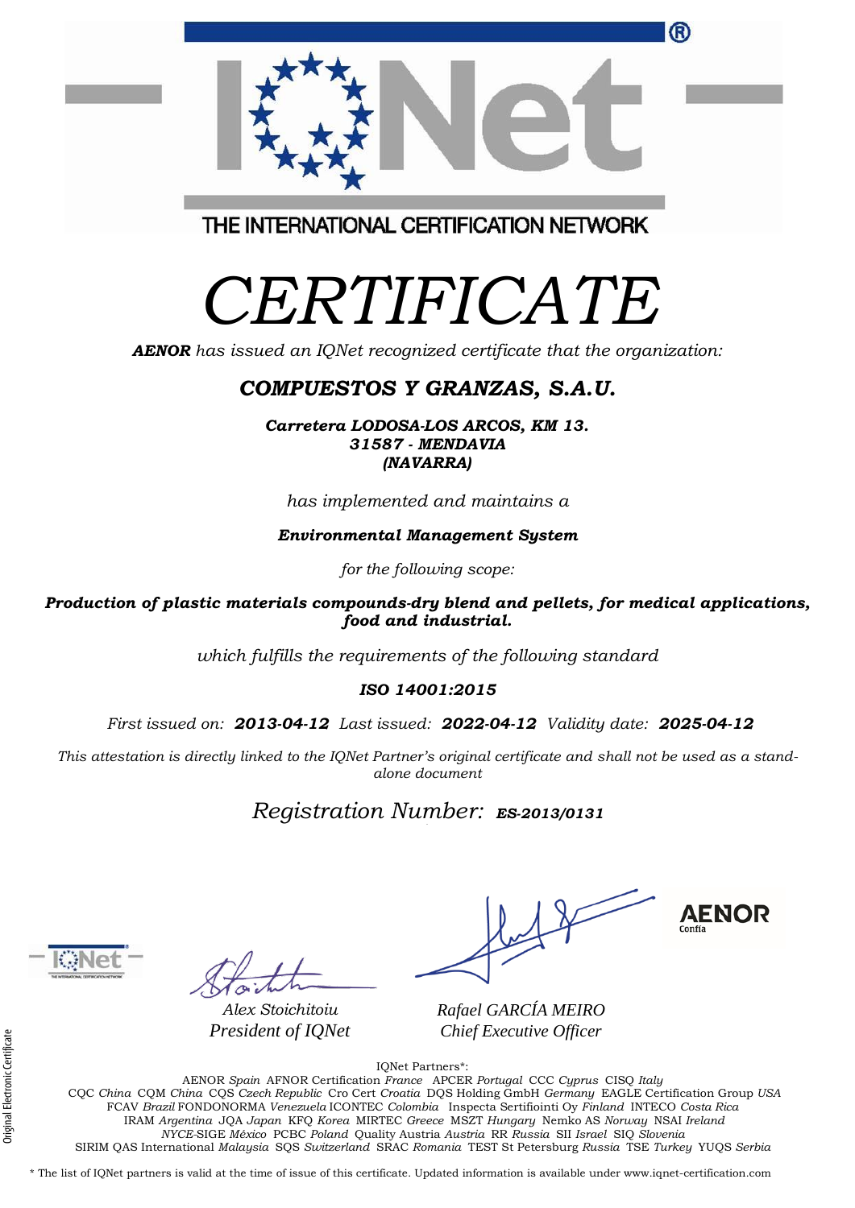THE INTERNATIONAL CERTIFICATION NETWORK

# *CERTIFICATE*

***AENOR*** *has issued an IQNet recognized certificate that the organization:*

## ***COMPUESTOS Y GRANZAS, S.A.U.***

***Carretera LODOSA-LOS ARCOS, KM 13.***
***31587 - MENDAVIA***
***(NAVARRA)***

*has implemented and maintains a*

***Environmental Management System***

*for the following scope:*

***Production of plastic materials compounds-dry blend and pellets, for medical applications, food and industrial.***

*which fulfills the requirements of the following standard*

***ISO 14001:2015***

*First issued on:* ***2013-04-12*** *Last issued:* ***2022-04-12*** *Validity date:* ***2025-04-12***

*This attestation is directly linked to the IQNet Partner's original certificate and shall not be used as a stand-alone document*

*Registration Number:* ***ES-2013/0131***

*Alex Stoichitoiu*
*President of IQNet*

*Rafael GARCÍA MEIRO*
*Chief Executive Officer*

AENOR Confía

Original Electronic Certificate

IQNet Partners*:

AENOR *Spain* AFNOR Certification *France* APCER *Portugal* CCC *Cyprus* CISQ *Italy*
CQC *China* CQM *China* CQS *Czech Republic* Cro Cert *Croatia* DQS Holding GmbH *Germany* EAGLE Certification Group *USA*
FCAV *Brazil* FONDONORMA *Venezuela* ICONTEC *Colombia* Inspecta Sertifiointi Oy *Finland* INTECO *Costa Rica*
IRAM *Argentina* JQA *Japan* KFQ *Korea* MIRTEC *Greece* MSZT *Hungary* Nemko AS *Norway* NSAI *Ireland*
*NYCE*-SIGE *México* PCBC *Poland* Quality Austria *Austria* RR *Russia* SII *Israel* SIQ *Slovenia*
SIRIM QAS International *Malaysia* SQS *Switzerland* SRAC *Romania* TEST St Petersburg *Russia* TSE *Turkey* YUQS *Serbia*

* The list of IQNet partners is valid at the time of issue of this certificate. Updated information is available under www.iqnet-certification.com